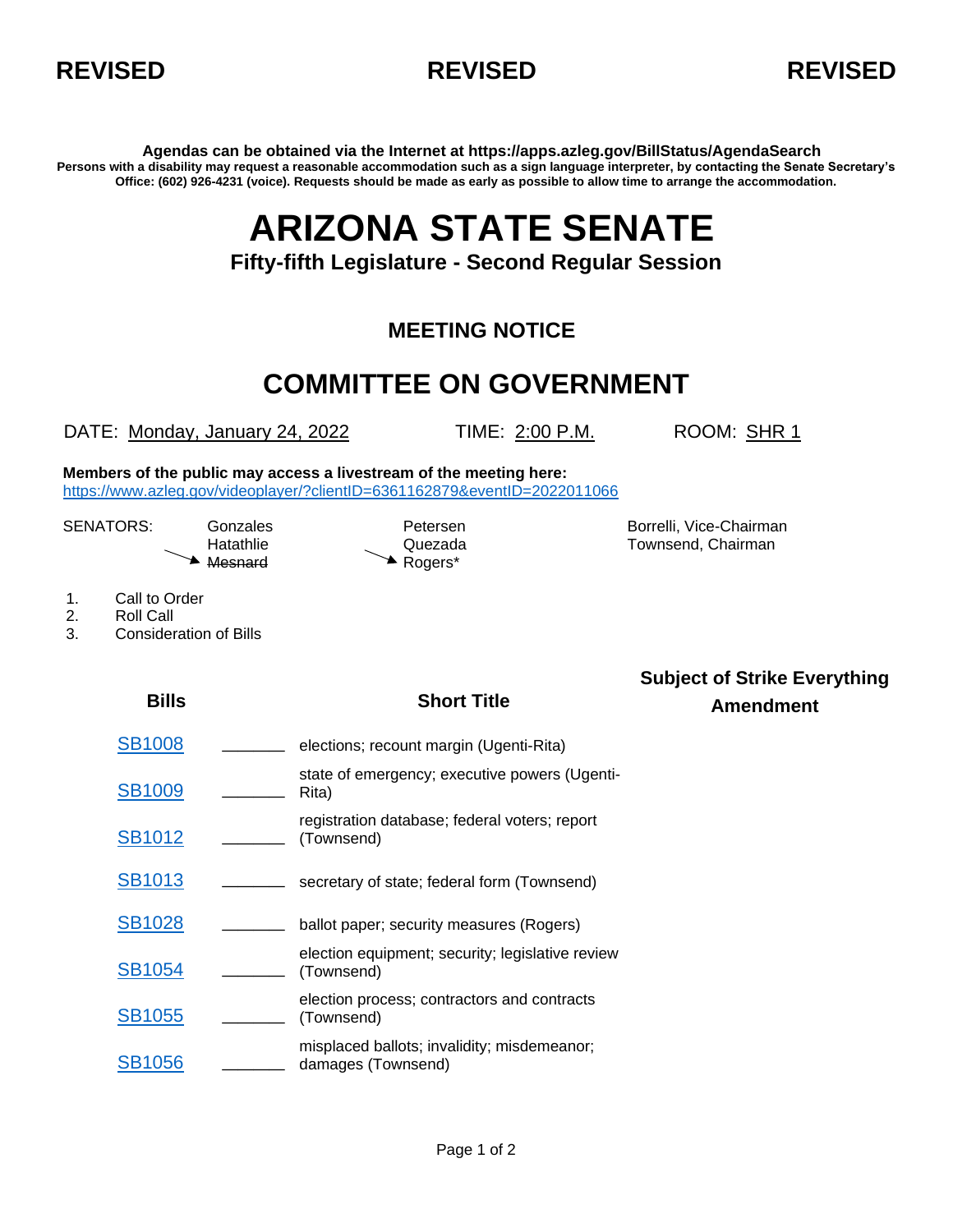**REVISED** **REVISED** **REVISED**

**Agendas can be obtained via the Internet at https://apps.azleg.gov/BillStatus/AgendaSearch**

**Persons with a disability may request a reasonable accommodation such as a sign language interpreter, by contacting the Senate Secretary's Office: (602) 926-4231 (voice). Requests should be made as early as possible to allow time to arrange the accommodation.**

# ARIZONA STATE SENATE

### Fifty-fifth Legislature - Second Regular Session

## MEETING NOTICE

## COMMITTEE ON GOVERNMENT

DATE: Monday, January 24, 2022 TIME: 2:00 P.M. ROOM: SHR 1

**Members of the public may access a livestream of the meeting here:**
https://www.azleg.gov/videoplayer/?clientID=6361162879&eventID=2022011066

SENATORS: Gonzales, Hatathlie, ~~Mesnard~~, Petersen, Quezada, Rogers*, Borrelli, Vice-Chairman, Townsend, Chairman

1. Call to Order
2. Roll Call
3. Consideration of Bills

| Bills | | Short Title | Subject of Strike Everything Amendment |
|---|---|---|---|
| SB1008 | _______ | elections; recount margin (Ugenti-Rita) | |
| SB1009 | _______ | state of emergency; executive powers (Ugenti-Rita) | |
| SB1012 | _______ | registration database; federal voters; report (Townsend) | |
| SB1013 | _______ | secretary of state; federal form (Townsend) | |
| SB1028 | _______ | ballot paper; security measures (Rogers) | |
| SB1054 | _______ | election equipment; security; legislative review (Townsend) | |
| SB1055 | _______ | election process; contractors and contracts (Townsend) | |
| SB1056 | _______ | misplaced ballots; invalidity; misdemeanor; damages (Townsend) | |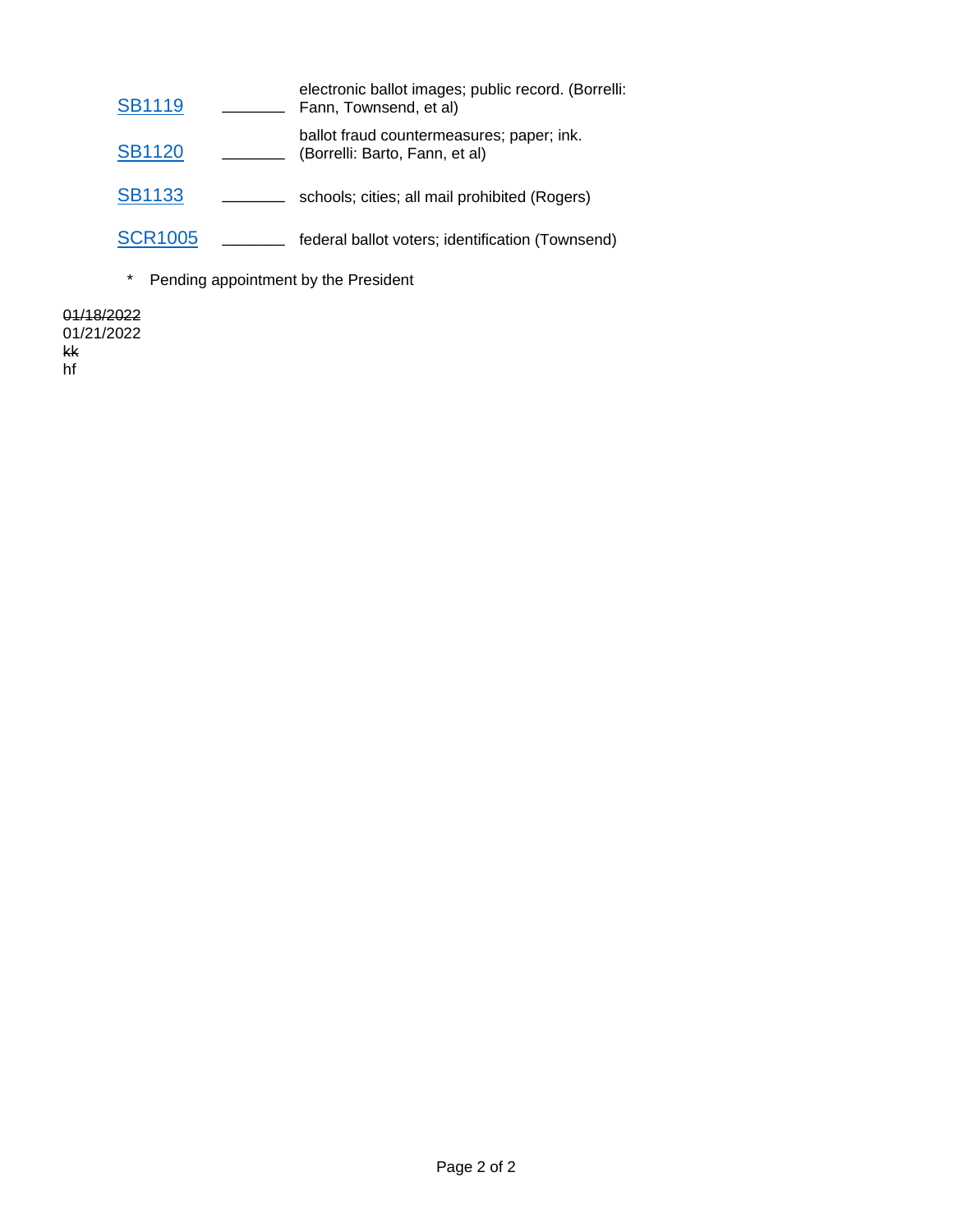| | | |
|---|---|---|
| [SB1119] | _______ | electronic ballot images; public record. (Borrelli: Fann, Townsend, et al) |
| [SB1120] | _______ | ballot fraud countermeasures; paper; ink. (Borrelli: Barto, Fann, et al) |
| [SB1133] | _______ | schools; cities; all mail prohibited (Rogers) |
| [SCR1005] | _______ | federal ballot voters; identification (Townsend) |

\* Pending appointment by the President

~~01/18/2022~~
01/21/2022
~~kk~~
hf